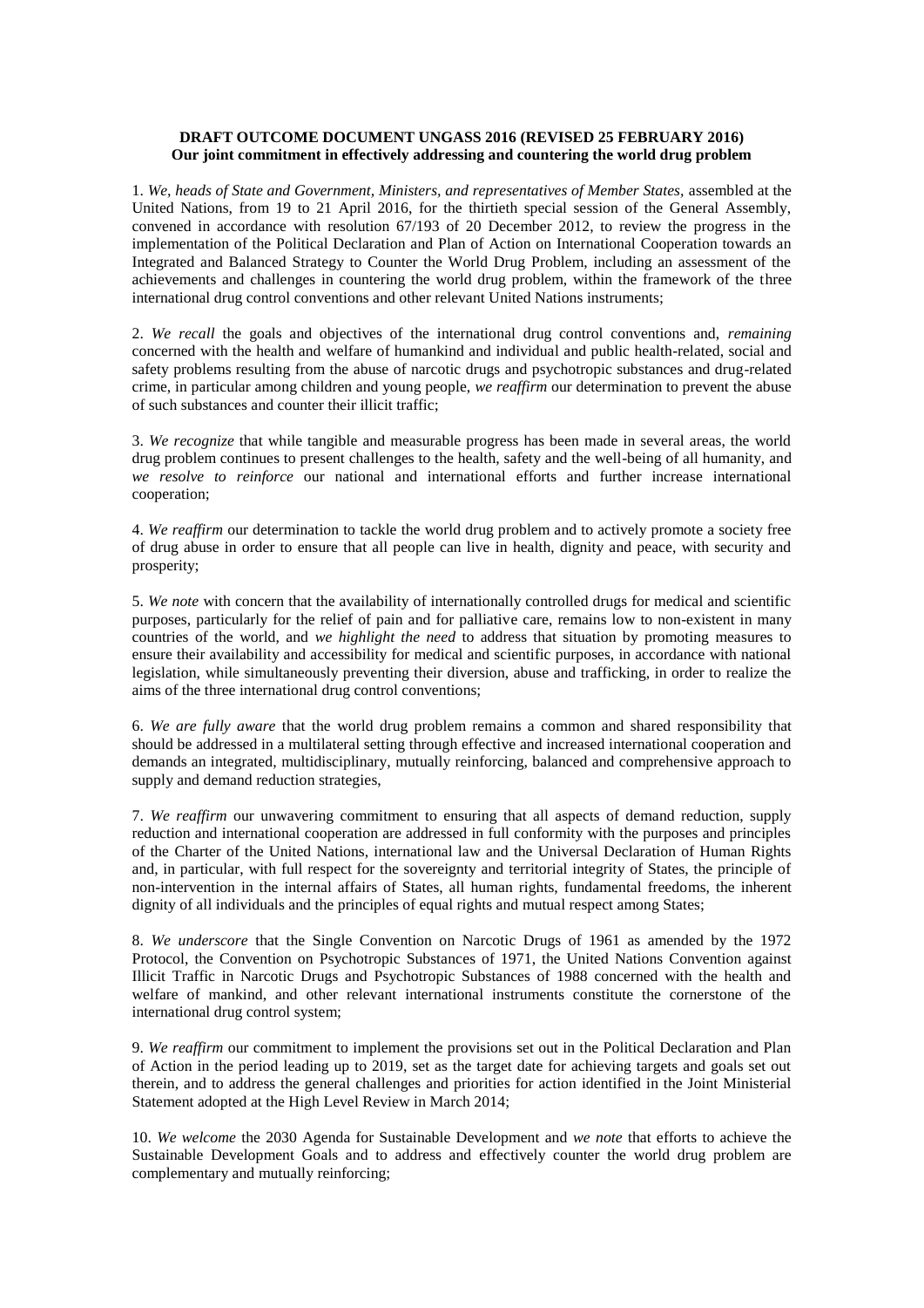**DRAFT OUTCOME DOCUMENT UNGASS 2016 (REVISED 25 FEBRUARY 2016)**
**Our joint commitment in effectively addressing and countering the world drug problem**

1. *We, heads of State and Government, Ministers, and representatives of Member States,* assembled at the United Nations, from 19 to 21 April 2016, for the thirtieth special session of the General Assembly, convened in accordance with resolution 67/193 of 20 December 2012, to review the progress in the implementation of the Political Declaration and Plan of Action on International Cooperation towards an Integrated and Balanced Strategy to Counter the World Drug Problem, including an assessment of the achievements and challenges in countering the world drug problem, within the framework of the three international drug control conventions and other relevant United Nations instruments;

2. *We recall* the goals and objectives of the international drug control conventions and, *remaining* concerned with the health and welfare of humankind and individual and public health-related, social and safety problems resulting from the abuse of narcotic drugs and psychotropic substances and drug-related crime, in particular among children and young people, *we reaffirm* our determination to prevent the abuse of such substances and counter their illicit traffic;

3. *We recognize* that while tangible and measurable progress has been made in several areas, the world drug problem continues to present challenges to the health, safety and the well-being of all humanity, and *we resolve to reinforce* our national and international efforts and further increase international cooperation;

4. *We reaffirm* our determination to tackle the world drug problem and to actively promote a society free of drug abuse in order to ensure that all people can live in health, dignity and peace, with security and prosperity;

5. *We note* with concern that the availability of internationally controlled drugs for medical and scientific purposes, particularly for the relief of pain and for palliative care, remains low to non-existent in many countries of the world, and *we highlight the need* to address that situation by promoting measures to ensure their availability and accessibility for medical and scientific purposes, in accordance with national legislation, while simultaneously preventing their diversion, abuse and trafficking, in order to realize the aims of the three international drug control conventions;

6. *We are fully aware* that the world drug problem remains a common and shared responsibility that should be addressed in a multilateral setting through effective and increased international cooperation and demands an integrated, multidisciplinary, mutually reinforcing, balanced and comprehensive approach to supply and demand reduction strategies,

7. *We reaffirm* our unwavering commitment to ensuring that all aspects of demand reduction, supply reduction and international cooperation are addressed in full conformity with the purposes and principles of the Charter of the United Nations, international law and the Universal Declaration of Human Rights and, in particular, with full respect for the sovereignty and territorial integrity of States, the principle of non-intervention in the internal affairs of States, all human rights, fundamental freedoms, the inherent dignity of all individuals and the principles of equal rights and mutual respect among States;

8. *We underscore* that the Single Convention on Narcotic Drugs of 1961 as amended by the 1972 Protocol, the Convention on Psychotropic Substances of 1971, the United Nations Convention against Illicit Traffic in Narcotic Drugs and Psychotropic Substances of 1988 concerned with the health and welfare of mankind, and other relevant international instruments constitute the cornerstone of the international drug control system;

9. *We reaffirm* our commitment to implement the provisions set out in the Political Declaration and Plan of Action in the period leading up to 2019, set as the target date for achieving targets and goals set out therein, and to address the general challenges and priorities for action identified in the Joint Ministerial Statement adopted at the High Level Review in March 2014;

10. *We welcome* the 2030 Agenda for Sustainable Development and *we note* that efforts to achieve the Sustainable Development Goals and to address and effectively counter the world drug problem are complementary and mutually reinforcing;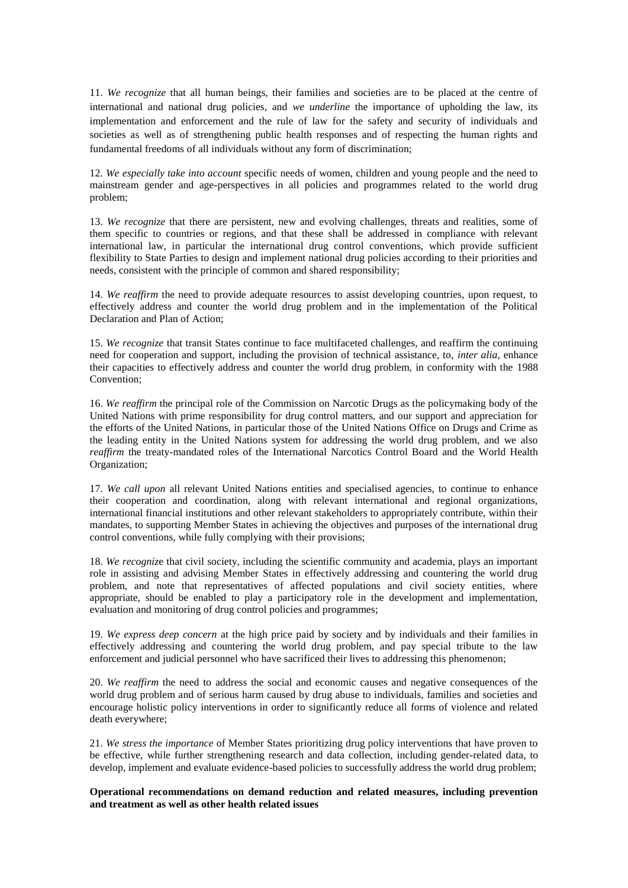11. *We recognize* that all human beings, their families and societies are to be placed at the centre of international and national drug policies, and *we underline* the importance of upholding the law, its implementation and enforcement and the rule of law for the safety and security of individuals and societies as well as of strengthening public health responses and of respecting the human rights and fundamental freedoms of all individuals without any form of discrimination;

12. *We especially take into account* specific needs of women, children and young people and the need to mainstream gender and age-perspectives in all policies and programmes related to the world drug problem;

13. *We recognize* that there are persistent, new and evolving challenges, threats and realities, some of them specific to countries or regions, and that these shall be addressed in compliance with relevant international law, in particular the international drug control conventions, which provide sufficient flexibility to State Parties to design and implement national drug policies according to their priorities and needs, consistent with the principle of common and shared responsibility;

14. *We reaffirm* the need to provide adequate resources to assist developing countries, upon request, to effectively address and counter the world drug problem and in the implementation of the Political Declaration and Plan of Action;

15. *We recognize* that transit States continue to face multifaceted challenges, and reaffirm the continuing need for cooperation and support, including the provision of technical assistance, to, *inter alia*, enhance their capacities to effectively address and counter the world drug problem, in conformity with the 1988 Convention;

16. *We reaffirm* the principal role of the Commission on Narcotic Drugs as the policymaking body of the United Nations with prime responsibility for drug control matters, and our support and appreciation for the efforts of the United Nations, in particular those of the United Nations Office on Drugs and Crime as the leading entity in the United Nations system for addressing the world drug problem, and we also *reaffirm* the treaty-mandated roles of the International Narcotics Control Board and the World Health Organization;

17. *We call upon* all relevant United Nations entities and specialised agencies, to continue to enhance their cooperation and coordination, along with relevant international and regional organizations, international financial institutions and other relevant stakeholders to appropriately contribute, within their mandates, to supporting Member States in achieving the objectives and purposes of the international drug control conventions, while fully complying with their provisions;

18. *We recognize* that civil society, including the scientific community and academia, plays an important role in assisting and advising Member States in effectively addressing and countering the world drug problem, and note that representatives of affected populations and civil society entities, where appropriate, should be enabled to play a participatory role in the development and implementation, evaluation and monitoring of drug control policies and programmes;

19. *We express deep concern* at the high price paid by society and by individuals and their families in effectively addressing and countering the world drug problem, and pay special tribute to the law enforcement and judicial personnel who have sacrificed their lives to addressing this phenomenon;

20. *We reaffirm* the need to address the social and economic causes and negative consequences of the world drug problem and of serious harm caused by drug abuse to individuals, families and societies and encourage holistic policy interventions in order to significantly reduce all forms of violence and related death everywhere;

21. *We stress the importance* of Member States prioritizing drug policy interventions that have proven to be effective, while further strengthening research and data collection, including gender-related data, to develop, implement and evaluate evidence-based policies to successfully address the world drug problem;

**Operational recommendations on demand reduction and related measures, including prevention and treatment as well as other health related issues**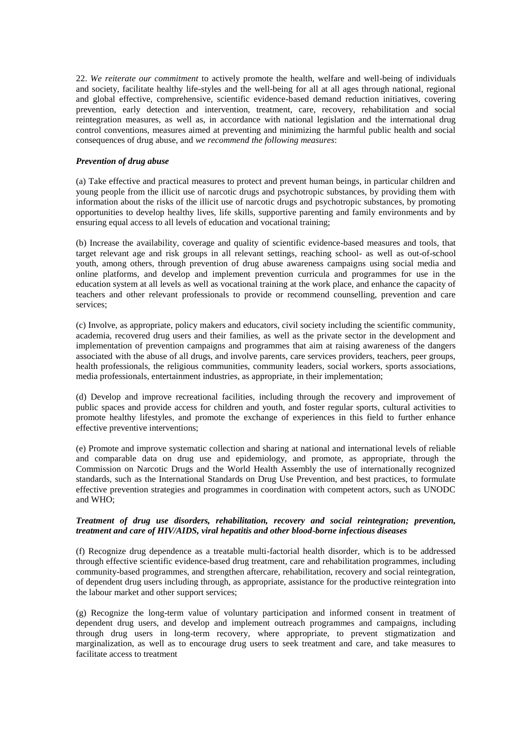22. *We reiterate our commitment* to actively promote the health, welfare and well-being of individuals and society, facilitate healthy life-styles and the well-being for all at all ages through national, regional and global effective, comprehensive, scientific evidence-based demand reduction initiatives, covering prevention, early detection and intervention, treatment, care, recovery, rehabilitation and social reintegration measures, as well as, in accordance with national legislation and the international drug control conventions, measures aimed at preventing and minimizing the harmful public health and social consequences of drug abuse, and *we recommend the following measures*:

***Prevention of drug abuse***

(a) Take effective and practical measures to protect and prevent human beings, in particular children and young people from the illicit use of narcotic drugs and psychotropic substances, by providing them with information about the risks of the illicit use of narcotic drugs and psychotropic substances, by promoting opportunities to develop healthy lives, life skills, supportive parenting and family environments and by ensuring equal access to all levels of education and vocational training;

(b) Increase the availability, coverage and quality of scientific evidence-based measures and tools, that target relevant age and risk groups in all relevant settings, reaching school- as well as out-of-school youth, among others, through prevention of drug abuse awareness campaigns using social media and online platforms, and develop and implement prevention curricula and programmes for use in the education system at all levels as well as vocational training at the work place, and enhance the capacity of teachers and other relevant professionals to provide or recommend counselling, prevention and care services;

(c) Involve, as appropriate, policy makers and educators, civil society including the scientific community, academia, recovered drug users and their families, as well as the private sector in the development and implementation of prevention campaigns and programmes that aim at raising awareness of the dangers associated with the abuse of all drugs, and involve parents, care services providers, teachers, peer groups, health professionals, the religious communities, community leaders, social workers, sports associations, media professionals, entertainment industries, as appropriate, in their implementation;

(d) Develop and improve recreational facilities, including through the recovery and improvement of public spaces and provide access for children and youth, and foster regular sports, cultural activities to promote healthy lifestyles, and promote the exchange of experiences in this field to further enhance effective preventive interventions;

(e) Promote and improve systematic collection and sharing at national and international levels of reliable and comparable data on drug use and epidemiology, and promote, as appropriate, through the Commission on Narcotic Drugs and the World Health Assembly the use of internationally recognized standards, such as the International Standards on Drug Use Prevention, and best practices, to formulate effective prevention strategies and programmes in coordination with competent actors, such as UNODC and WHO;

***Treatment of drug use disorders, rehabilitation, recovery and social reintegration; prevention, treatment and care of HIV/AIDS, viral hepatitis and other blood-borne infectious diseases***

(f) Recognize drug dependence as a treatable multi-factorial health disorder, which is to be addressed through effective scientific evidence-based drug treatment, care and rehabilitation programmes, including community-based programmes, and strengthen aftercare, rehabilitation, recovery and social reintegration, of dependent drug users including through, as appropriate, assistance for the productive reintegration into the labour market and other support services;

(g) Recognize the long-term value of voluntary participation and informed consent in treatment of dependent drug users, and develop and implement outreach programmes and campaigns, including through drug users in long-term recovery, where appropriate, to prevent stigmatization and marginalization, as well as to encourage drug users to seek treatment and care, and take measures to facilitate access to treatment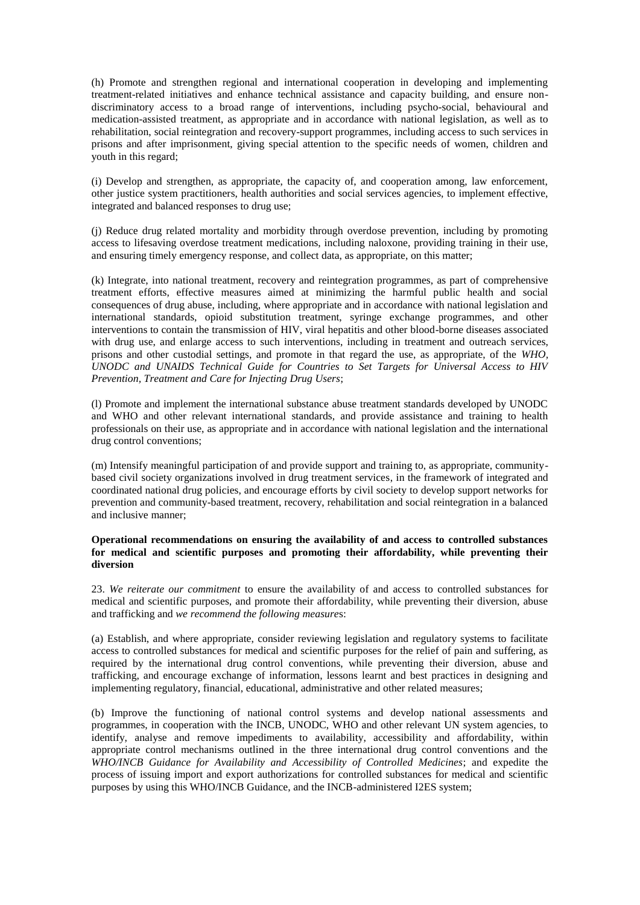(h) Promote and strengthen regional and international cooperation in developing and implementing treatment-related initiatives and enhance technical assistance and capacity building, and ensure non-discriminatory access to a broad range of interventions, including psycho-social, behavioural and medication-assisted treatment, as appropriate and in accordance with national legislation, as well as to rehabilitation, social reintegration and recovery-support programmes, including access to such services in prisons and after imprisonment, giving special attention to the specific needs of women, children and youth in this regard;

(i) Develop and strengthen, as appropriate, the capacity of, and cooperation among, law enforcement, other justice system practitioners, health authorities and social services agencies, to implement effective, integrated and balanced responses to drug use;

(j) Reduce drug related mortality and morbidity through overdose prevention, including by promoting access to lifesaving overdose treatment medications, including naloxone, providing training in their use, and ensuring timely emergency response, and collect data, as appropriate, on this matter;

(k) Integrate, into national treatment, recovery and reintegration programmes, as part of comprehensive treatment efforts, effective measures aimed at minimizing the harmful public health and social consequences of drug abuse, including, where appropriate and in accordance with national legislation and international standards, opioid substitution treatment, syringe exchange programmes, and other interventions to contain the transmission of HIV, viral hepatitis and other blood-borne diseases associated with drug use, and enlarge access to such interventions, including in treatment and outreach services, prisons and other custodial settings, and promote in that regard the use, as appropriate, of the *WHO, UNODC and UNAIDS Technical Guide for Countries to Set Targets for Universal Access to HIV Prevention, Treatment and Care for Injecting Drug Users*;

(l) Promote and implement the international substance abuse treatment standards developed by UNODC and WHO and other relevant international standards, and provide assistance and training to health professionals on their use, as appropriate and in accordance with national legislation and the international drug control conventions;

(m) Intensify meaningful participation of and provide support and training to, as appropriate, community-based civil society organizations involved in drug treatment services, in the framework of integrated and coordinated national drug policies, and encourage efforts by civil society to develop support networks for prevention and community-based treatment, recovery, rehabilitation and social reintegration in a balanced and inclusive manner;

**Operational recommendations on ensuring the availability of and access to controlled substances for medical and scientific purposes and promoting their affordability, while preventing their diversion**

23. *We reiterate our commitment* to ensure the availability of and access to controlled substances for medical and scientific purposes, and promote their affordability, while preventing their diversion, abuse and trafficking and *we recommend the following measure*s:

(a) Establish, and where appropriate, consider reviewing legislation and regulatory systems to facilitate access to controlled substances for medical and scientific purposes for the relief of pain and suffering, as required by the international drug control conventions, while preventing their diversion, abuse and trafficking, and encourage exchange of information, lessons learnt and best practices in designing and implementing regulatory, financial, educational, administrative and other related measures;

(b) Improve the functioning of national control systems and develop national assessments and programmes, in cooperation with the INCB, UNODC, WHO and other relevant UN system agencies, to identify, analyse and remove impediments to availability, accessibility and affordability, within appropriate control mechanisms outlined in the three international drug control conventions and the *WHO/INCB Guidance for Availability and Accessibility of Controlled Medicines*; and expedite the process of issuing import and export authorizations for controlled substances for medical and scientific purposes by using this WHO/INCB Guidance, and the INCB-administered I2ES system;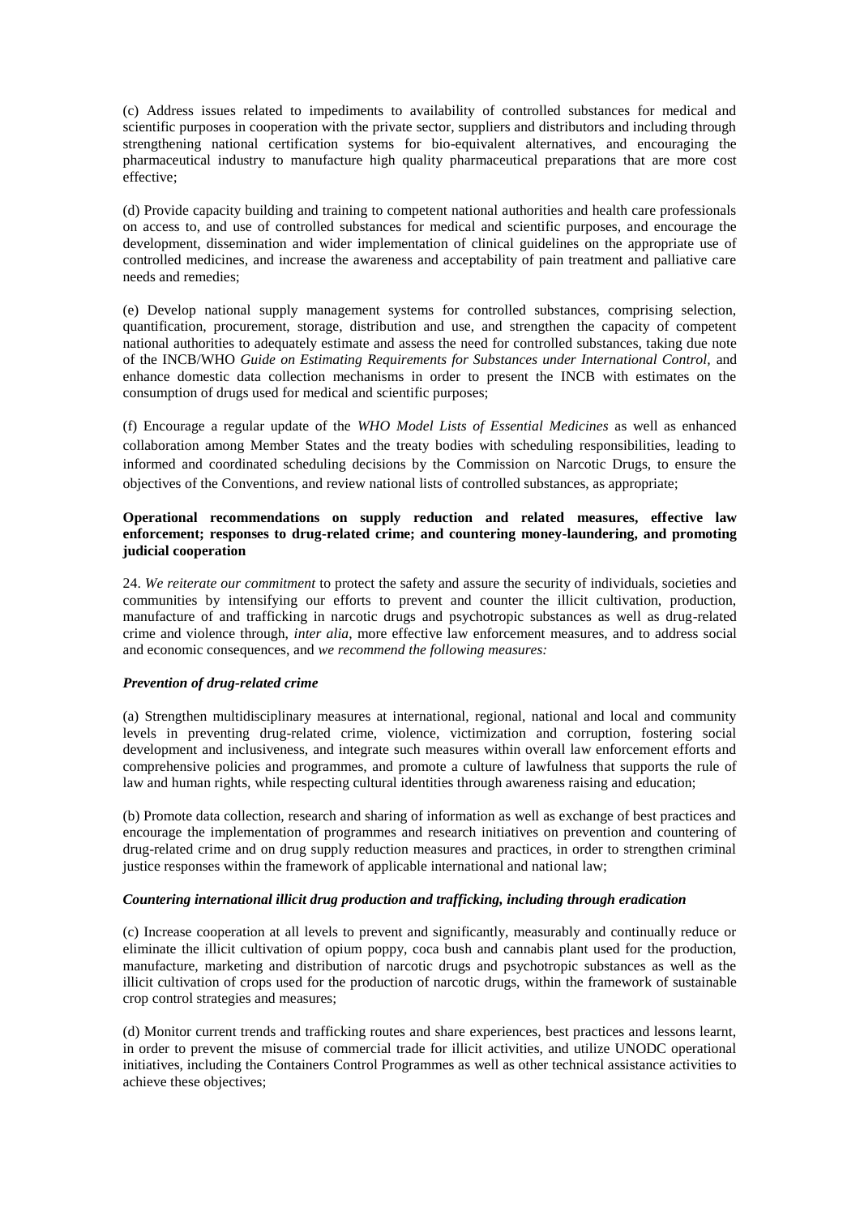(c) Address issues related to impediments to availability of controlled substances for medical and scientific purposes in cooperation with the private sector, suppliers and distributors and including through strengthening national certification systems for bio-equivalent alternatives, and encouraging the pharmaceutical industry to manufacture high quality pharmaceutical preparations that are more cost effective;

(d) Provide capacity building and training to competent national authorities and health care professionals on access to, and use of controlled substances for medical and scientific purposes, and encourage the development, dissemination and wider implementation of clinical guidelines on the appropriate use of controlled medicines, and increase the awareness and acceptability of pain treatment and palliative care needs and remedies;

(e) Develop national supply management systems for controlled substances, comprising selection, quantification, procurement, storage, distribution and use, and strengthen the capacity of competent national authorities to adequately estimate and assess the need for controlled substances, taking due note of the INCB/WHO *Guide on Estimating Requirements for Substances under International Control,* and enhance domestic data collection mechanisms in order to present the INCB with estimates on the consumption of drugs used for medical and scientific purposes;

(f) Encourage a regular update of the *WHO Model Lists of Essential Medicines* as well as enhanced collaboration among Member States and the treaty bodies with scheduling responsibilities, leading to informed and coordinated scheduling decisions by the Commission on Narcotic Drugs, to ensure the objectives of the Conventions, and review national lists of controlled substances, as appropriate;

**Operational recommendations on supply reduction and related measures, effective law enforcement; responses to drug-related crime; and countering money-laundering, and promoting judicial cooperation**

24. *We reiterate our commitment* to protect the safety and assure the security of individuals, societies and communities by intensifying our efforts to prevent and counter the illicit cultivation, production, manufacture of and trafficking in narcotic drugs and psychotropic substances as well as drug-related crime and violence through, *inter alia*, more effective law enforcement measures, and to address social and economic consequences, and *we recommend the following measures:*

***Prevention of drug-related crime***

(a) Strengthen multidisciplinary measures at international, regional, national and local and community levels in preventing drug-related crime, violence, victimization and corruption, fostering social development and inclusiveness, and integrate such measures within overall law enforcement efforts and comprehensive policies and programmes, and promote a culture of lawfulness that supports the rule of law and human rights, while respecting cultural identities through awareness raising and education;

(b) Promote data collection, research and sharing of information as well as exchange of best practices and encourage the implementation of programmes and research initiatives on prevention and countering of drug-related crime and on drug supply reduction measures and practices, in order to strengthen criminal justice responses within the framework of applicable international and national law;

***Countering international illicit drug production and trafficking, including through eradication***

(c) Increase cooperation at all levels to prevent and significantly, measurably and continually reduce or eliminate the illicit cultivation of opium poppy, coca bush and cannabis plant used for the production, manufacture, marketing and distribution of narcotic drugs and psychotropic substances as well as the illicit cultivation of crops used for the production of narcotic drugs, within the framework of sustainable crop control strategies and measures;

(d) Monitor current trends and trafficking routes and share experiences, best practices and lessons learnt, in order to prevent the misuse of commercial trade for illicit activities, and utilize UNODC operational initiatives, including the Containers Control Programmes as well as other technical assistance activities to achieve these objectives;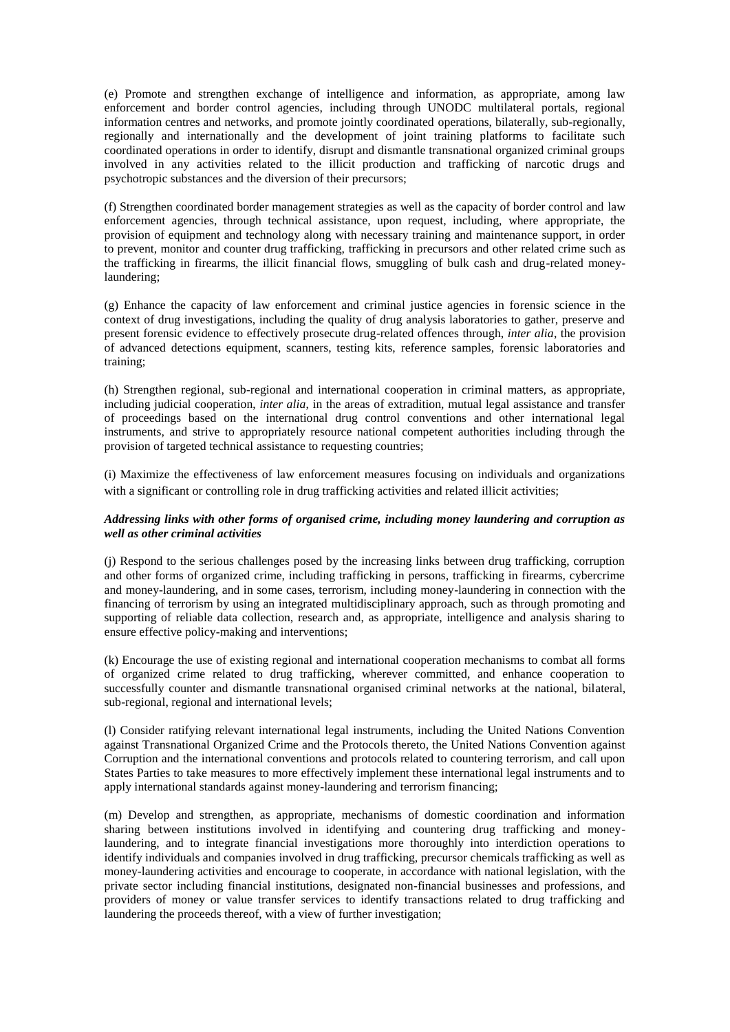(e) Promote and strengthen exchange of intelligence and information, as appropriate, among law enforcement and border control agencies, including through UNODC multilateral portals, regional information centres and networks, and promote jointly coordinated operations, bilaterally, sub-regionally, regionally and internationally and the development of joint training platforms to facilitate such coordinated operations in order to identify, disrupt and dismantle transnational organized criminal groups involved in any activities related to the illicit production and trafficking of narcotic drugs and psychotropic substances and the diversion of their precursors;

(f) Strengthen coordinated border management strategies as well as the capacity of border control and law enforcement agencies, through technical assistance, upon request, including, where appropriate, the provision of equipment and technology along with necessary training and maintenance support, in order to prevent, monitor and counter drug trafficking, trafficking in precursors and other related crime such as the trafficking in firearms, the illicit financial flows, smuggling of bulk cash and drug-related money-laundering;

(g) Enhance the capacity of law enforcement and criminal justice agencies in forensic science in the context of drug investigations, including the quality of drug analysis laboratories to gather, preserve and present forensic evidence to effectively prosecute drug-related offences through, *inter alia*, the provision of advanced detections equipment, scanners, testing kits, reference samples, forensic laboratories and training;

(h) Strengthen regional, sub-regional and international cooperation in criminal matters, as appropriate, including judicial cooperation, *inter alia*, in the areas of extradition, mutual legal assistance and transfer of proceedings based on the international drug control conventions and other international legal instruments, and strive to appropriately resource national competent authorities including through the provision of targeted technical assistance to requesting countries;

(i) Maximize the effectiveness of law enforcement measures focusing on individuals and organizations with a significant or controlling role in drug trafficking activities and related illicit activities;

***Addressing links with other forms of organised crime, including money laundering and corruption as well as other criminal activities***

(j) Respond to the serious challenges posed by the increasing links between drug trafficking, corruption and other forms of organized crime, including trafficking in persons, trafficking in firearms, cybercrime and money-laundering, and in some cases, terrorism, including money-laundering in connection with the financing of terrorism by using an integrated multidisciplinary approach, such as through promoting and supporting of reliable data collection, research and, as appropriate, intelligence and analysis sharing to ensure effective policy-making and interventions;

(k) Encourage the use of existing regional and international cooperation mechanisms to combat all forms of organized crime related to drug trafficking, wherever committed, and enhance cooperation to successfully counter and dismantle transnational organised criminal networks at the national, bilateral, sub-regional, regional and international levels;

(l) Consider ratifying relevant international legal instruments, including the United Nations Convention against Transnational Organized Crime and the Protocols thereto, the United Nations Convention against Corruption and the international conventions and protocols related to countering terrorism, and call upon States Parties to take measures to more effectively implement these international legal instruments and to apply international standards against money-laundering and terrorism financing;

(m) Develop and strengthen, as appropriate, mechanisms of domestic coordination and information sharing between institutions involved in identifying and countering drug trafficking and money-laundering, and to integrate financial investigations more thoroughly into interdiction operations to identify individuals and companies involved in drug trafficking, precursor chemicals trafficking as well as money-laundering activities and encourage to cooperate, in accordance with national legislation, with the private sector including financial institutions, designated non-financial businesses and professions, and providers of money or value transfer services to identify transactions related to drug trafficking and laundering the proceeds thereof, with a view of further investigation;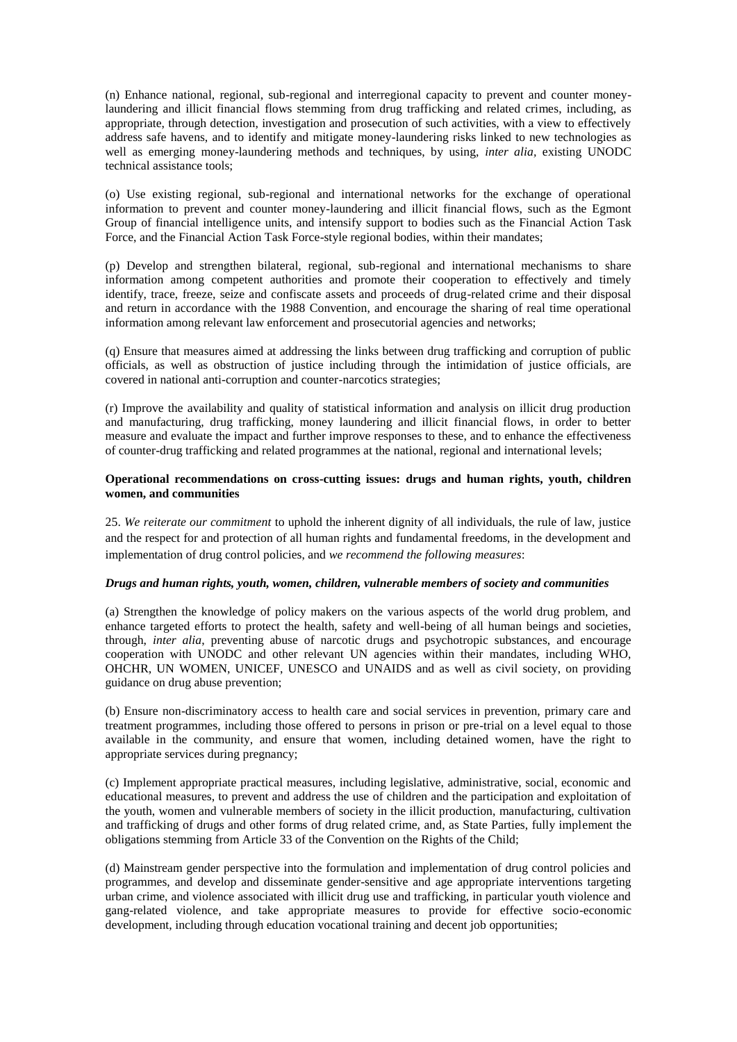(n) Enhance national, regional, sub-regional and interregional capacity to prevent and counter money-laundering and illicit financial flows stemming from drug trafficking and related crimes, including, as appropriate, through detection, investigation and prosecution of such activities, with a view to effectively address safe havens, and to identify and mitigate money-laundering risks linked to new technologies as well as emerging money-laundering methods and techniques, by using, *inter alia*, existing UNODC technical assistance tools;

(o) Use existing regional, sub-regional and international networks for the exchange of operational information to prevent and counter money-laundering and illicit financial flows, such as the Egmont Group of financial intelligence units, and intensify support to bodies such as the Financial Action Task Force, and the Financial Action Task Force-style regional bodies, within their mandates;

(p) Develop and strengthen bilateral, regional, sub-regional and international mechanisms to share information among competent authorities and promote their cooperation to effectively and timely identify, trace, freeze, seize and confiscate assets and proceeds of drug-related crime and their disposal and return in accordance with the 1988 Convention, and encourage the sharing of real time operational information among relevant law enforcement and prosecutorial agencies and networks;

(q) Ensure that measures aimed at addressing the links between drug trafficking and corruption of public officials, as well as obstruction of justice including through the intimidation of justice officials, are covered in national anti-corruption and counter-narcotics strategies;

(r) Improve the availability and quality of statistical information and analysis on illicit drug production and manufacturing, drug trafficking, money laundering and illicit financial flows, in order to better measure and evaluate the impact and further improve responses to these, and to enhance the effectiveness of counter-drug trafficking and related programmes at the national, regional and international levels;

**Operational recommendations on cross-cutting issues: drugs and human rights, youth, children women, and communities**

25. *We reiterate our commitment* to uphold the inherent dignity of all individuals, the rule of law, justice and the respect for and protection of all human rights and fundamental freedoms, in the development and implementation of drug control policies, and *we recommend the following measures*:

***Drugs and human rights, youth, women, children, vulnerable members of society and communities***

(a) Strengthen the knowledge of policy makers on the various aspects of the world drug problem, and enhance targeted efforts to protect the health, safety and well-being of all human beings and societies, through, *inter alia*, preventing abuse of narcotic drugs and psychotropic substances, and encourage cooperation with UNODC and other relevant UN agencies within their mandates, including WHO, OHCHR, UN WOMEN, UNICEF, UNESCO and UNAIDS and as well as civil society, on providing guidance on drug abuse prevention;

(b) Ensure non-discriminatory access to health care and social services in prevention, primary care and treatment programmes, including those offered to persons in prison or pre-trial on a level equal to those available in the community, and ensure that women, including detained women, have the right to appropriate services during pregnancy;

(c) Implement appropriate practical measures, including legislative, administrative, social, economic and educational measures, to prevent and address the use of children and the participation and exploitation of the youth, women and vulnerable members of society in the illicit production, manufacturing, cultivation and trafficking of drugs and other forms of drug related crime, and, as State Parties, fully implement the obligations stemming from Article 33 of the Convention on the Rights of the Child;

(d) Mainstream gender perspective into the formulation and implementation of drug control policies and programmes, and develop and disseminate gender-sensitive and age appropriate interventions targeting urban crime, and violence associated with illicit drug use and trafficking, in particular youth violence and gang-related violence, and take appropriate measures to provide for effective socio-economic development, including through education vocational training and decent job opportunities;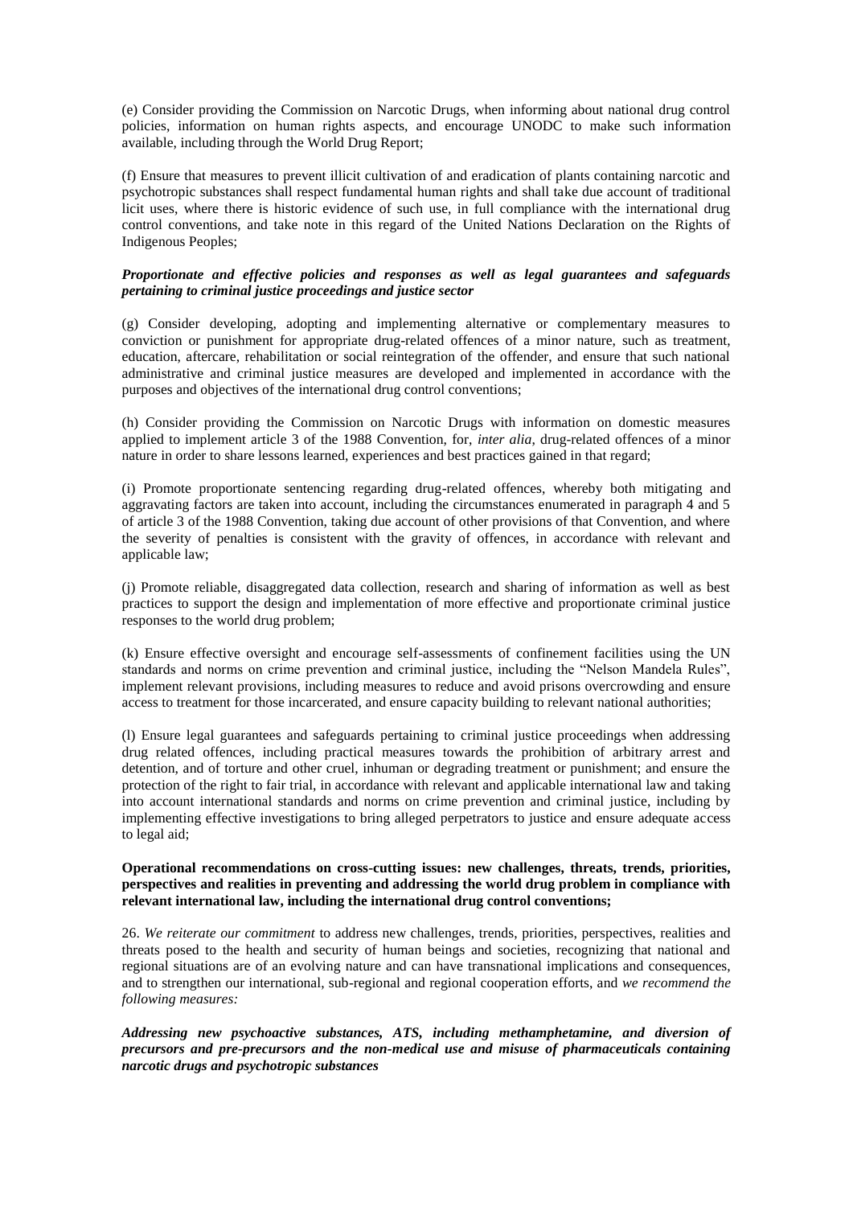(e) Consider providing the Commission on Narcotic Drugs, when informing about national drug control policies, information on human rights aspects, and encourage UNODC to make such information available, including through the World Drug Report;

(f) Ensure that measures to prevent illicit cultivation of and eradication of plants containing narcotic and psychotropic substances shall respect fundamental human rights and shall take due account of traditional licit uses, where there is historic evidence of such use, in full compliance with the international drug control conventions, and take note in this regard of the United Nations Declaration on the Rights of Indigenous Peoples;

***Proportionate and effective policies and responses as well as legal guarantees and safeguards pertaining to criminal justice proceedings and justice sector***

(g) Consider developing, adopting and implementing alternative or complementary measures to conviction or punishment for appropriate drug-related offences of a minor nature, such as treatment, education, aftercare, rehabilitation or social reintegration of the offender, and ensure that such national administrative and criminal justice measures are developed and implemented in accordance with the purposes and objectives of the international drug control conventions;

(h) Consider providing the Commission on Narcotic Drugs with information on domestic measures applied to implement article 3 of the 1988 Convention, for, *inter alia*, drug-related offences of a minor nature in order to share lessons learned, experiences and best practices gained in that regard;

(i) Promote proportionate sentencing regarding drug-related offences, whereby both mitigating and aggravating factors are taken into account, including the circumstances enumerated in paragraph 4 and 5 of article 3 of the 1988 Convention, taking due account of other provisions of that Convention, and where the severity of penalties is consistent with the gravity of offences, in accordance with relevant and applicable law;

(j) Promote reliable, disaggregated data collection, research and sharing of information as well as best practices to support the design and implementation of more effective and proportionate criminal justice responses to the world drug problem;

(k) Ensure effective oversight and encourage self-assessments of confinement facilities using the UN standards and norms on crime prevention and criminal justice, including the "Nelson Mandela Rules", implement relevant provisions, including measures to reduce and avoid prisons overcrowding and ensure access to treatment for those incarcerated, and ensure capacity building to relevant national authorities;

(l) Ensure legal guarantees and safeguards pertaining to criminal justice proceedings when addressing drug related offences, including practical measures towards the prohibition of arbitrary arrest and detention, and of torture and other cruel, inhuman or degrading treatment or punishment; and ensure the protection of the right to fair trial, in accordance with relevant and applicable international law and taking into account international standards and norms on crime prevention and criminal justice, including by implementing effective investigations to bring alleged perpetrators to justice and ensure adequate access to legal aid;

**Operational recommendations on cross-cutting issues: new challenges, threats, trends, priorities, perspectives and realities in preventing and addressing the world drug problem in compliance with relevant international law, including the international drug control conventions;**

26. *We reiterate our commitment* to address new challenges, trends, priorities, perspectives, realities and threats posed to the health and security of human beings and societies, recognizing that national and regional situations are of an evolving nature and can have transnational implications and consequences, and to strengthen our international, sub-regional and regional cooperation efforts, and *we recommend the following measures:*

***Addressing new psychoactive substances, ATS, including methamphetamine, and diversion of precursors and pre-precursors and the non-medical use and misuse of pharmaceuticals containing narcotic drugs and psychotropic substances***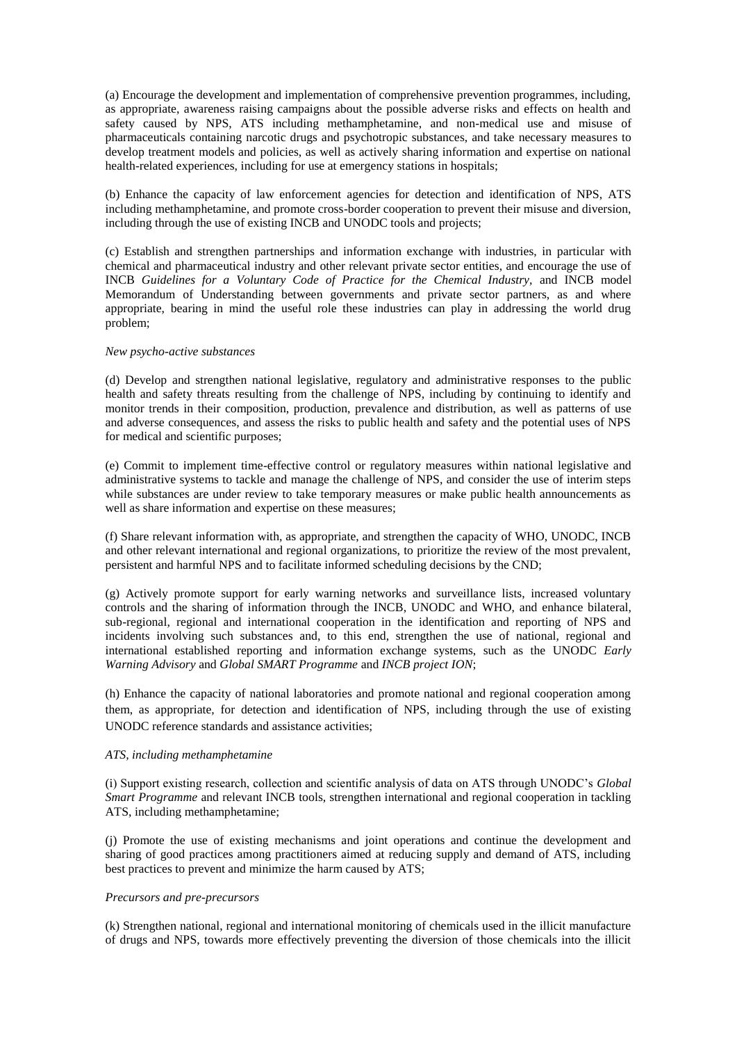(a) Encourage the development and implementation of comprehensive prevention programmes, including, as appropriate, awareness raising campaigns about the possible adverse risks and effects on health and safety caused by NPS, ATS including methamphetamine, and non-medical use and misuse of pharmaceuticals containing narcotic drugs and psychotropic substances, and take necessary measures to develop treatment models and policies, as well as actively sharing information and expertise on national health-related experiences, including for use at emergency stations in hospitals;

(b) Enhance the capacity of law enforcement agencies for detection and identification of NPS, ATS including methamphetamine, and promote cross-border cooperation to prevent their misuse and diversion, including through the use of existing INCB and UNODC tools and projects;

(c) Establish and strengthen partnerships and information exchange with industries, in particular with chemical and pharmaceutical industry and other relevant private sector entities, and encourage the use of INCB *Guidelines for a Voluntary Code of Practice for the Chemical Industry,* and INCB model Memorandum of Understanding between governments and private sector partners, as and where appropriate, bearing in mind the useful role these industries can play in addressing the world drug problem;

*New psycho-active substances*

(d) Develop and strengthen national legislative, regulatory and administrative responses to the public health and safety threats resulting from the challenge of NPS, including by continuing to identify and monitor trends in their composition, production, prevalence and distribution, as well as patterns of use and adverse consequences, and assess the risks to public health and safety and the potential uses of NPS for medical and scientific purposes;

(e) Commit to implement time-effective control or regulatory measures within national legislative and administrative systems to tackle and manage the challenge of NPS, and consider the use of interim steps while substances are under review to take temporary measures or make public health announcements as well as share information and expertise on these measures;

(f) Share relevant information with, as appropriate, and strengthen the capacity of WHO, UNODC, INCB and other relevant international and regional organizations, to prioritize the review of the most prevalent, persistent and harmful NPS and to facilitate informed scheduling decisions by the CND;

(g) Actively promote support for early warning networks and surveillance lists, increased voluntary controls and the sharing of information through the INCB, UNODC and WHO, and enhance bilateral, sub-regional, regional and international cooperation in the identification and reporting of NPS and incidents involving such substances and, to this end, strengthen the use of national, regional and international established reporting and information exchange systems, such as the UNODC *Early Warning Advisory* and *Global SMART Programme* and *INCB project ION*;

(h) Enhance the capacity of national laboratories and promote national and regional cooperation among them, as appropriate, for detection and identification of NPS, including through the use of existing UNODC reference standards and assistance activities;

*ATS, including methamphetamine*

(i) Support existing research, collection and scientific analysis of data on ATS through UNODC's *Global Smart Programme* and relevant INCB tools, strengthen international and regional cooperation in tackling ATS, including methamphetamine;

(j) Promote the use of existing mechanisms and joint operations and continue the development and sharing of good practices among practitioners aimed at reducing supply and demand of ATS, including best practices to prevent and minimize the harm caused by ATS;

*Precursors and pre-precursors*

(k) Strengthen national, regional and international monitoring of chemicals used in the illicit manufacture of drugs and NPS, towards more effectively preventing the diversion of those chemicals into the illicit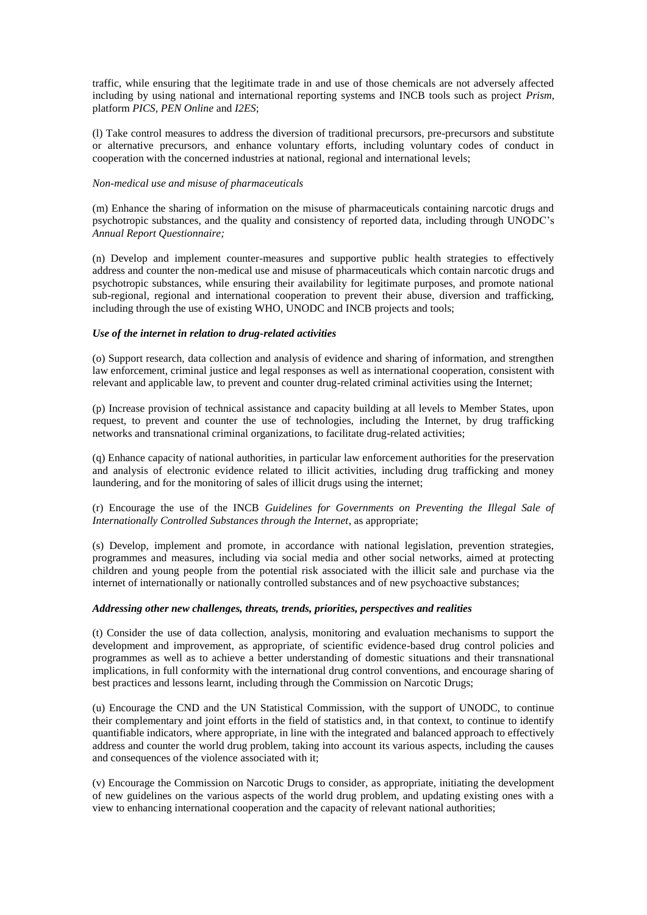traffic, while ensuring that the legitimate trade in and use of those chemicals are not adversely affected including by using national and international reporting systems and INCB tools such as project *Prism*, platform *PICS*, *PEN Online* and *I2ES*;

(l) Take control measures to address the diversion of traditional precursors, pre-precursors and substitute or alternative precursors, and enhance voluntary efforts, including voluntary codes of conduct in cooperation with the concerned industries at national, regional and international levels;

*Non-medical use and misuse of pharmaceuticals*

(m) Enhance the sharing of information on the misuse of pharmaceuticals containing narcotic drugs and psychotropic substances, and the quality and consistency of reported data, including through UNODC's *Annual Report Questionnaire;*

(n) Develop and implement counter-measures and supportive public health strategies to effectively address and counter the non-medical use and misuse of pharmaceuticals which contain narcotic drugs and psychotropic substances, while ensuring their availability for legitimate purposes, and promote national sub-regional, regional and international cooperation to prevent their abuse, diversion and trafficking, including through the use of existing WHO, UNODC and INCB projects and tools;

***Use of the internet in relation to drug-related activities***

(o) Support research, data collection and analysis of evidence and sharing of information, and strengthen law enforcement, criminal justice and legal responses as well as international cooperation, consistent with relevant and applicable law, to prevent and counter drug-related criminal activities using the Internet;

(p) Increase provision of technical assistance and capacity building at all levels to Member States, upon request, to prevent and counter the use of technologies, including the Internet, by drug trafficking networks and transnational criminal organizations, to facilitate drug-related activities;

(q) Enhance capacity of national authorities, in particular law enforcement authorities for the preservation and analysis of electronic evidence related to illicit activities, including drug trafficking and money laundering, and for the monitoring of sales of illicit drugs using the internet;

(r) Encourage the use of the INCB *Guidelines for Governments on Preventing the Illegal Sale of Internationally Controlled Substances through the Internet*, as appropriate;

(s) Develop, implement and promote, in accordance with national legislation, prevention strategies, programmes and measures, including via social media and other social networks, aimed at protecting children and young people from the potential risk associated with the illicit sale and purchase via the internet of internationally or nationally controlled substances and of new psychoactive substances;

***Addressing other new challenges, threats, trends, priorities, perspectives and realities***

(t) Consider the use of data collection, analysis, monitoring and evaluation mechanisms to support the development and improvement, as appropriate, of scientific evidence-based drug control policies and programmes as well as to achieve a better understanding of domestic situations and their transnational implications, in full conformity with the international drug control conventions, and encourage sharing of best practices and lessons learnt, including through the Commission on Narcotic Drugs;

(u) Encourage the CND and the UN Statistical Commission, with the support of UNODC, to continue their complementary and joint efforts in the field of statistics and, in that context, to continue to identify quantifiable indicators, where appropriate, in line with the integrated and balanced approach to effectively address and counter the world drug problem, taking into account its various aspects, including the causes and consequences of the violence associated with it;

(v) Encourage the Commission on Narcotic Drugs to consider, as appropriate, initiating the development of new guidelines on the various aspects of the world drug problem, and updating existing ones with a view to enhancing international cooperation and the capacity of relevant national authorities;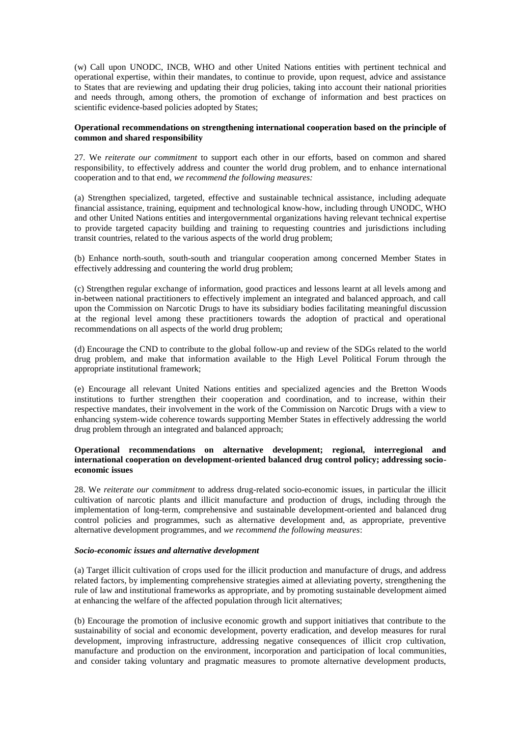(w) Call upon UNODC, INCB, WHO and other United Nations entities with pertinent technical and operational expertise, within their mandates, to continue to provide, upon request, advice and assistance to States that are reviewing and updating their drug policies, taking into account their national priorities and needs through, among others, the promotion of exchange of information and best practices on scientific evidence-based policies adopted by States;

**Operational recommendations on strengthening international cooperation based on the principle of common and shared responsibility**

27. We *reiterate our commitment* to support each other in our efforts, based on common and shared responsibility, to effectively address and counter the world drug problem, and to enhance international cooperation and to that end, *we recommend the following measures:*

(a) Strengthen specialized, targeted, effective and sustainable technical assistance, including adequate financial assistance, training, equipment and technological know-how, including through UNODC, WHO and other United Nations entities and intergovernmental organizations having relevant technical expertise to provide targeted capacity building and training to requesting countries and jurisdictions including transit countries, related to the various aspects of the world drug problem;

(b) Enhance north-south, south-south and triangular cooperation among concerned Member States in effectively addressing and countering the world drug problem;

(c) Strengthen regular exchange of information, good practices and lessons learnt at all levels among and in-between national practitioners to effectively implement an integrated and balanced approach, and call upon the Commission on Narcotic Drugs to have its subsidiary bodies facilitating meaningful discussion at the regional level among these practitioners towards the adoption of practical and operational recommendations on all aspects of the world drug problem;

(d) Encourage the CND to contribute to the global follow-up and review of the SDGs related to the world drug problem, and make that information available to the High Level Political Forum through the appropriate institutional framework;

(e) Encourage all relevant United Nations entities and specialized agencies and the Bretton Woods institutions to further strengthen their cooperation and coordination, and to increase, within their respective mandates, their involvement in the work of the Commission on Narcotic Drugs with a view to enhancing system-wide coherence towards supporting Member States in effectively addressing the world drug problem through an integrated and balanced approach;

**Operational recommendations on alternative development; regional, interregional and international cooperation on development-oriented balanced drug control policy; addressing socio-economic issues**

28. We *reiterate our commitment* to address drug-related socio-economic issues, in particular the illicit cultivation of narcotic plants and illicit manufacture and production of drugs, including through the implementation of long-term, comprehensive and sustainable development-oriented and balanced drug control policies and programmes, such as alternative development and, as appropriate, preventive alternative development programmes, and *we recommend the following measures*:

***Socio-economic issues and alternative development***

(a) Target illicit cultivation of crops used for the illicit production and manufacture of drugs, and address related factors, by implementing comprehensive strategies aimed at alleviating poverty, strengthening the rule of law and institutional frameworks as appropriate, and by promoting sustainable development aimed at enhancing the welfare of the affected population through licit alternatives;

(b) Encourage the promotion of inclusive economic growth and support initiatives that contribute to the sustainability of social and economic development, poverty eradication, and develop measures for rural development, improving infrastructure, addressing negative consequences of illicit crop cultivation, manufacture and production on the environment, incorporation and participation of local communities, and consider taking voluntary and pragmatic measures to promote alternative development products,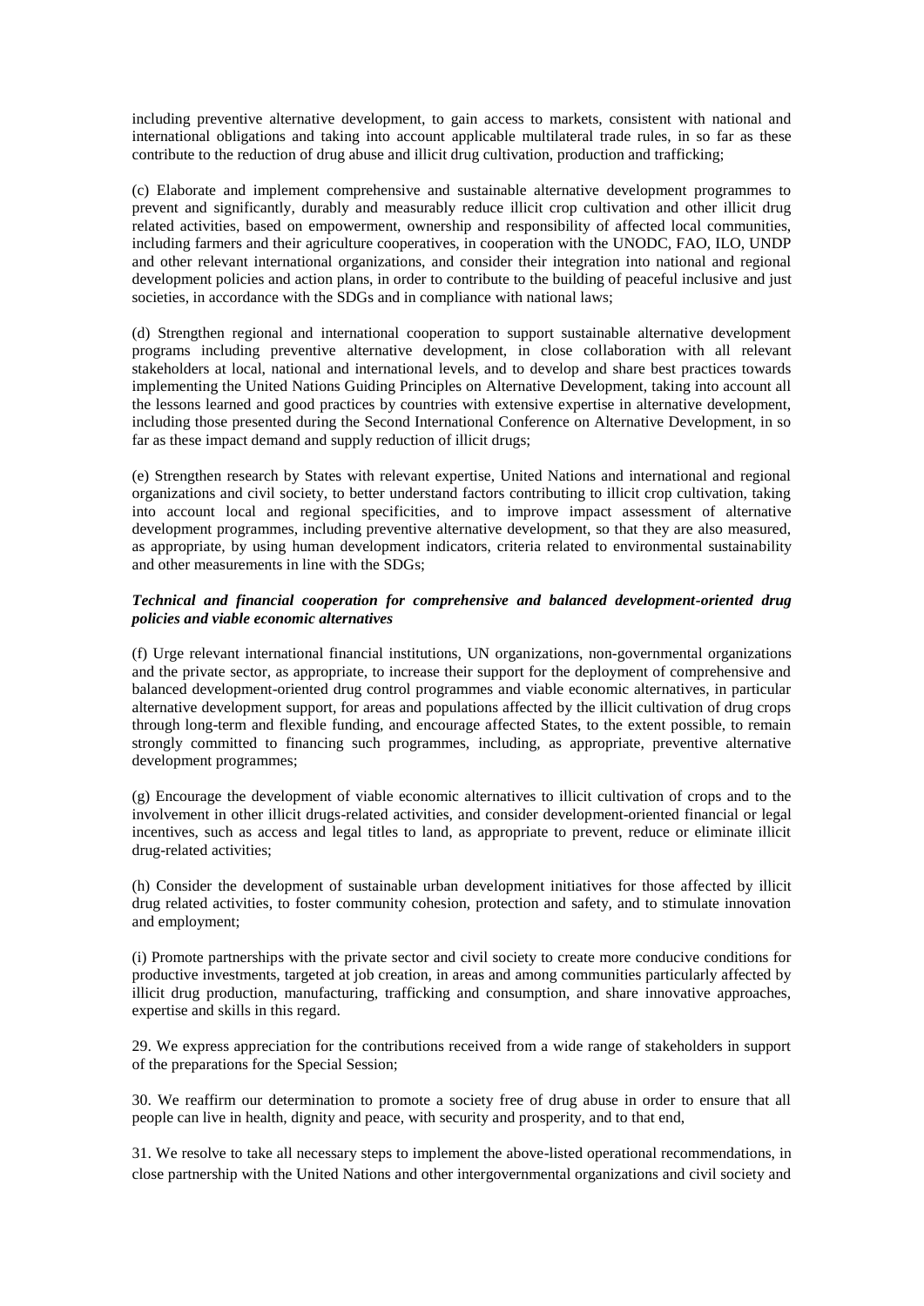including preventive alternative development, to gain access to markets, consistent with national and international obligations and taking into account applicable multilateral trade rules, in so far as these contribute to the reduction of drug abuse and illicit drug cultivation, production and trafficking;

(c) Elaborate and implement comprehensive and sustainable alternative development programmes to prevent and significantly, durably and measurably reduce illicit crop cultivation and other illicit drug related activities, based on empowerment, ownership and responsibility of affected local communities, including farmers and their agriculture cooperatives, in cooperation with the UNODC, FAO, ILO, UNDP and other relevant international organizations, and consider their integration into national and regional development policies and action plans, in order to contribute to the building of peaceful inclusive and just societies, in accordance with the SDGs and in compliance with national laws;

(d) Strengthen regional and international cooperation to support sustainable alternative development programs including preventive alternative development, in close collaboration with all relevant stakeholders at local, national and international levels, and to develop and share best practices towards implementing the United Nations Guiding Principles on Alternative Development, taking into account all the lessons learned and good practices by countries with extensive expertise in alternative development, including those presented during the Second International Conference on Alternative Development, in so far as these impact demand and supply reduction of illicit drugs;

(e) Strengthen research by States with relevant expertise, United Nations and international and regional organizations and civil society, to better understand factors contributing to illicit crop cultivation, taking into account local and regional specificities, and to improve impact assessment of alternative development programmes, including preventive alternative development, so that they are also measured, as appropriate, by using human development indicators, criteria related to environmental sustainability and other measurements in line with the SDGs;

***Technical and financial cooperation for comprehensive and balanced development-oriented drug policies and viable economic alternatives***

(f) Urge relevant international financial institutions, UN organizations, non-governmental organizations and the private sector, as appropriate, to increase their support for the deployment of comprehensive and balanced development-oriented drug control programmes and viable economic alternatives, in particular alternative development support, for areas and populations affected by the illicit cultivation of drug crops through long-term and flexible funding, and encourage affected States, to the extent possible, to remain strongly committed to financing such programmes, including, as appropriate, preventive alternative development programmes;

(g) Encourage the development of viable economic alternatives to illicit cultivation of crops and to the involvement in other illicit drugs-related activities, and consider development-oriented financial or legal incentives, such as access and legal titles to land, as appropriate to prevent, reduce or eliminate illicit drug-related activities;

(h) Consider the development of sustainable urban development initiatives for those affected by illicit drug related activities, to foster community cohesion, protection and safety, and to stimulate innovation and employment;

(i) Promote partnerships with the private sector and civil society to create more conducive conditions for productive investments, targeted at job creation, in areas and among communities particularly affected by illicit drug production, manufacturing, trafficking and consumption, and share innovative approaches, expertise and skills in this regard.

29. We express appreciation for the contributions received from a wide range of stakeholders in support of the preparations for the Special Session;

30. We reaffirm our determination to promote a society free of drug abuse in order to ensure that all people can live in health, dignity and peace, with security and prosperity, and to that end,

31. We resolve to take all necessary steps to implement the above-listed operational recommendations, in close partnership with the United Nations and other intergovernmental organizations and civil society and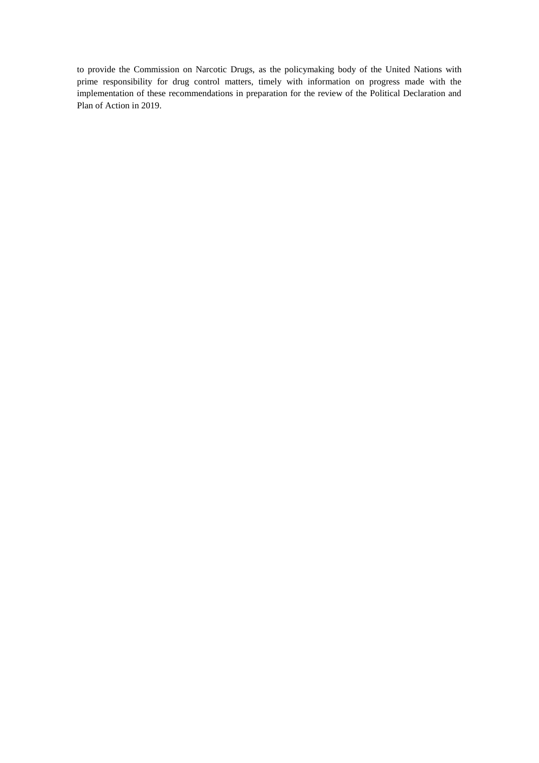to provide the Commission on Narcotic Drugs, as the policymaking body of the United Nations with prime responsibility for drug control matters, timely with information on progress made with the implementation of these recommendations in preparation for the review of the Political Declaration and Plan of Action in 2019.